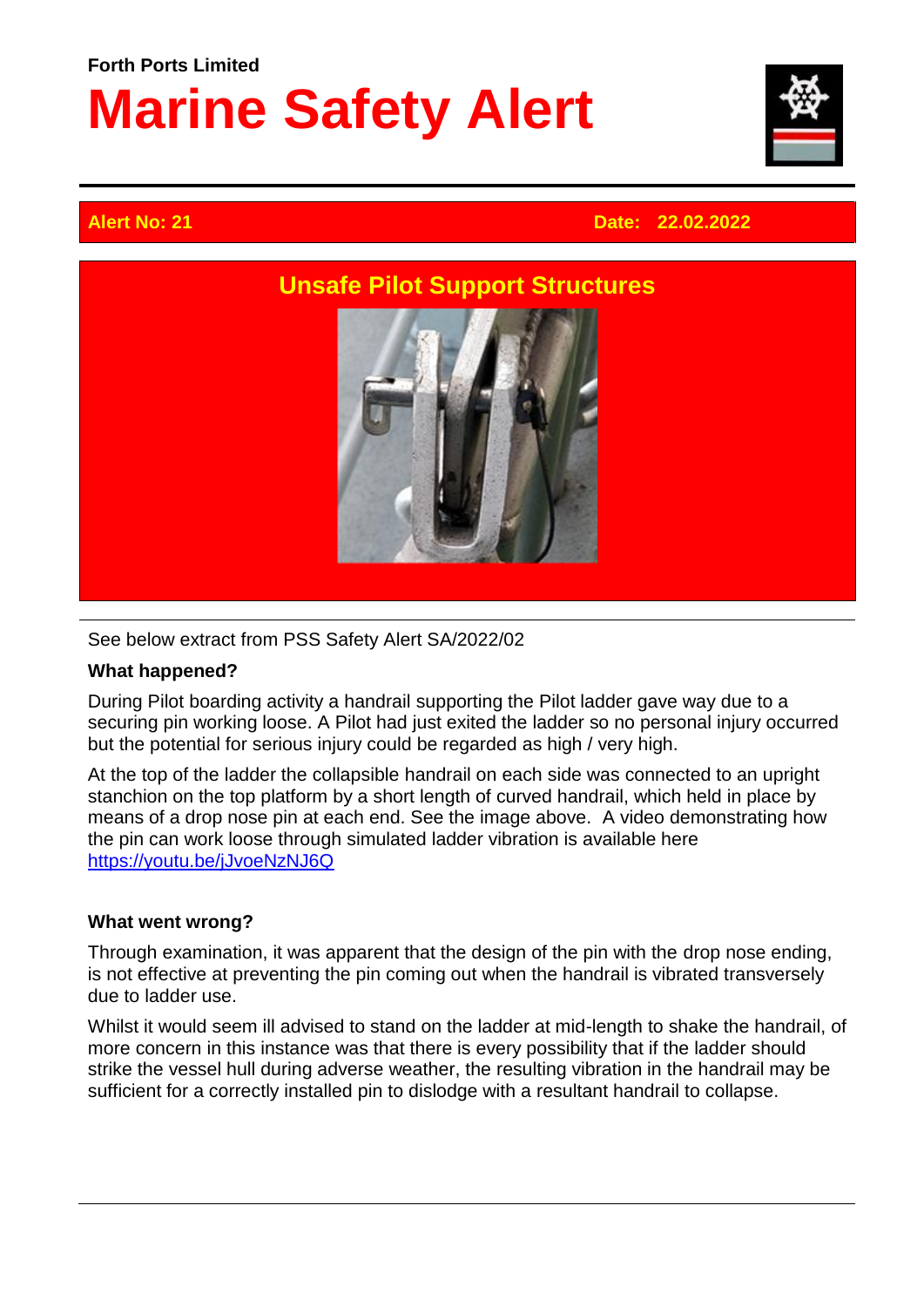**Forth Ports Limited**

# Marine Safety Alert

**Alert No: 21** **Date: 22.02.2022**

## Unsafe Pilot Support Structures

See below extract from PSS Safety Alert SA/2022/02

**What happened?**

During Pilot boarding activity a handrail supporting the Pilot ladder gave way due to a securing pin working loose. A Pilot had just exited the ladder so no personal injury occurred but the potential for serious injury could be regarded as high / very high.

At the top of the ladder the collapsible handrail on each side was connected to an upright stanchion on the top platform by a short length of curved handrail, which held in place by means of a drop nose pin at each end. See the image above. A video demonstrating how the pin can work loose through simulated ladder vibration is available here https://youtu.be/jJvoeNzNJ6Q

**What went wrong?**

Through examination, it was apparent that the design of the pin with the drop nose ending, is not effective at preventing the pin coming out when the handrail is vibrated transversely due to ladder use.

Whilst it would seem ill advised to stand on the ladder at mid-length to shake the handrail, of more concern in this instance was that there is every possibility that if the ladder should strike the vessel hull during adverse weather, the resulting vibration in the handrail may be sufficient for a correctly installed pin to dislodge with a resultant handrail to collapse.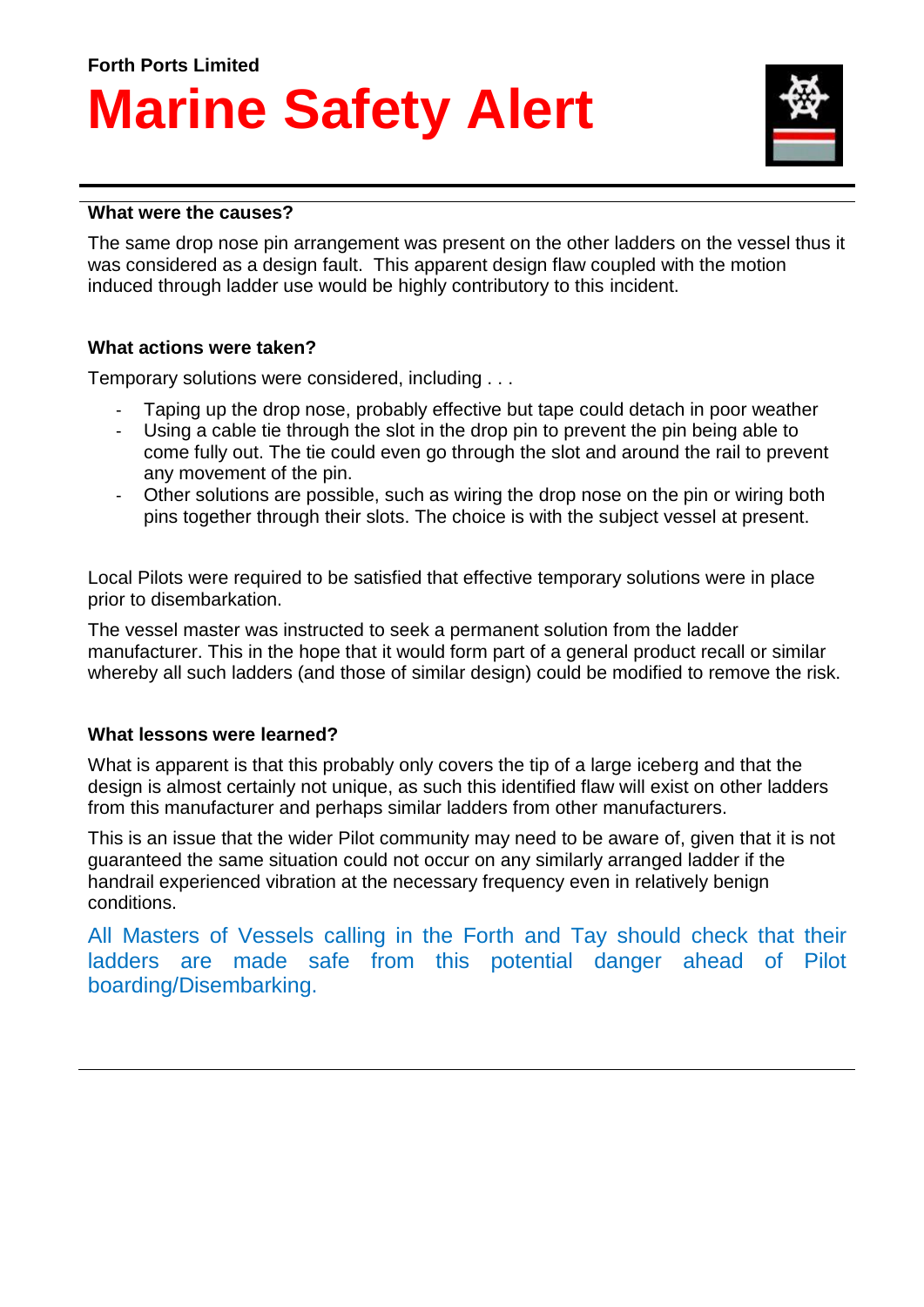**Forth Ports Limited**

# Marine Safety Alert

### What were the causes?

The same drop nose pin arrangement was present on the other ladders on the vessel thus it was considered as a design fault. This apparent design flaw coupled with the motion induced through ladder use would be highly contributory to this incident.

### What actions were taken?

Temporary solutions were considered, including . . .

- Taping up the drop nose, probably effective but tape could detach in poor weather
- Using a cable tie through the slot in the drop pin to prevent the pin being able to come fully out. The tie could even go through the slot and around the rail to prevent any movement of the pin.
- Other solutions are possible, such as wiring the drop nose on the pin or wiring both pins together through their slots. The choice is with the subject vessel at present.

Local Pilots were required to be satisfied that effective temporary solutions were in place prior to disembarkation.

The vessel master was instructed to seek a permanent solution from the ladder manufacturer. This in the hope that it would form part of a general product recall or similar whereby all such ladders (and those of similar design) could be modified to remove the risk.

### What lessons were learned?

What is apparent is that this probably only covers the tip of a large iceberg and that the design is almost certainly not unique, as such this identified flaw will exist on other ladders from this manufacturer and perhaps similar ladders from other manufacturers.

This is an issue that the wider Pilot community may need to be aware of, given that it is not guaranteed the same situation could not occur on any similarly arranged ladder if the handrail experienced vibration at the necessary frequency even in relatively benign conditions.

All Masters of Vessels calling in the Forth and Tay should check that their ladders are made safe from this potential danger ahead of Pilot boarding/Disembarking.